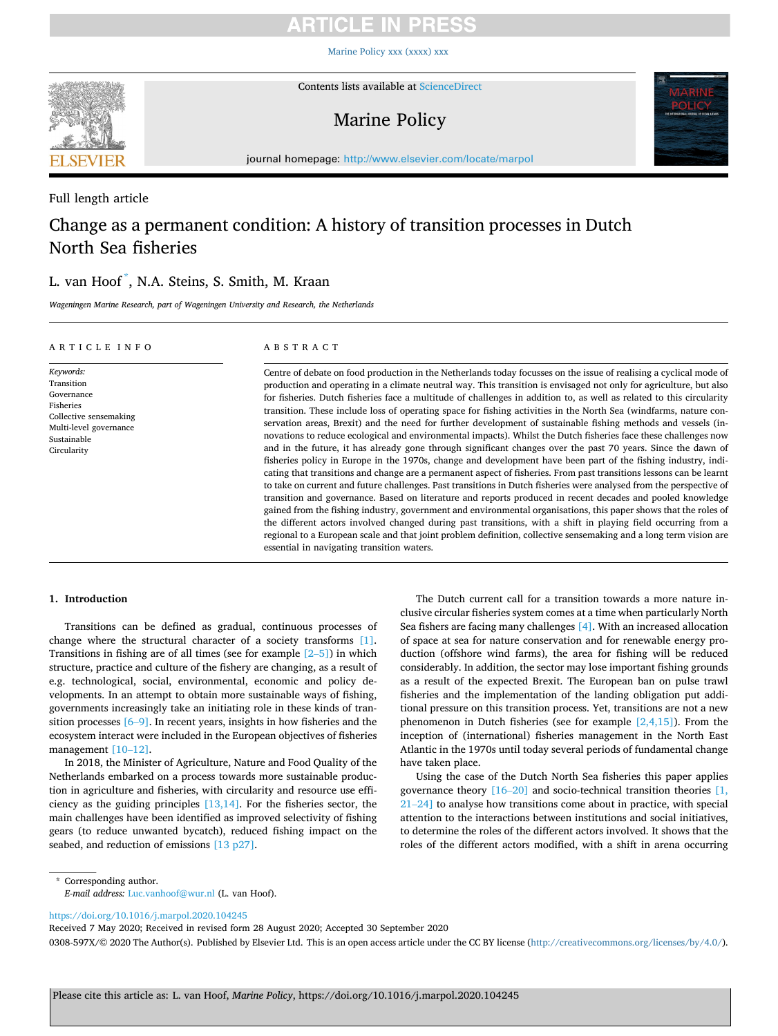Full length article

# Change as a permanent condition: A history of transition processes in Dutch North Sea fisheries

L. van Hoof *, N.A. Steins, S. Smith, M. Kraan

*Wageningen Marine Research, part of Wageningen University and Research, the Netherlands*

**ARTICLE INFO**

*Keywords:*
Transition
Governance
Fisheries
Collective sensemaking
Multi-level governance
Sustainable
Circularity

**ABSTRACT**

Centre of debate on food production in the Netherlands today focusses on the issue of realising a cyclical mode of production and operating in a climate neutral way. This transition is envisaged not only for agriculture, but also for fisheries. Dutch fisheries face a multitude of challenges in addition to, as well as related to this circularity transition. These include loss of operating space for fishing activities in the North Sea (windfarms, nature conservation areas, Brexit) and the need for further development of sustainable fishing methods and vessels (innovations to reduce ecological and environmental impacts). Whilst the Dutch fisheries face these challenges now and in the future, it has already gone through significant changes over the past 70 years. Since the dawn of fisheries policy in Europe in the 1970s, change and development have been part of the fishing industry, indicating that transitions and change are a permanent aspect of fisheries. From past transitions lessons can be learnt to take on current and future challenges. Past transitions in Dutch fisheries were analysed from the perspective of transition and governance. Based on literature and reports produced in recent decades and pooled knowledge gained from the fishing industry, government and environmental organisations, this paper shows that the roles of the different actors involved changed during past transitions, with a shift in playing field occurring from a regional to a European scale and that joint problem definition, collective sensemaking and a long term vision are essential in navigating transition waters.

## 1. Introduction

Transitions can be defined as gradual, continuous processes of change where the structural character of a society transforms [1]. Transitions in fishing are of all times (see for example [2–5]) in which structure, practice and culture of the fishery are changing, as a result of e.g. technological, social, environmental, economic and policy developments. In an attempt to obtain more sustainable ways of fishing, governments increasingly take an initiating role in these kinds of transition processes [6–9]. In recent years, insights in how fisheries and the ecosystem interact were included in the European objectives of fisheries management [10–12].

In 2018, the Minister of Agriculture, Nature and Food Quality of the Netherlands embarked on a process towards more sustainable production in agriculture and fisheries, with circularity and resource use efficiency as the guiding principles [13,14]. For the fisheries sector, the main challenges have been identified as improved selectivity of fishing gears (to reduce unwanted bycatch), reduced fishing impact on the seabed, and reduction of emissions [13 p27].

The Dutch current call for a transition towards a more nature inclusive circular fisheries system comes at a time when particularly North Sea fishers are facing many challenges [4]. With an increased allocation of space at sea for nature conservation and for renewable energy production (offshore wind farms), the area for fishing will be reduced considerably. In addition, the sector may lose important fishing grounds as a result of the expected Brexit. The European ban on pulse trawl fisheries and the implementation of the landing obligation put additional pressure on this transition process. Yet, transitions are not a new phenomenon in Dutch fisheries (see for example [2,4,15]). From the inception of (international) fisheries management in the North East Atlantic in the 1970s until today several periods of fundamental change have taken place.

Using the case of the Dutch North Sea fisheries this paper applies governance theory [16–20] and socio-technical transition theories [1,21–24] to analyse how transitions come about in practice, with special attention to the interactions between institutions and social initiatives, to determine the roles of the different actors involved. It shows that the roles of the different actors modified, with a shift in arena occurring

* Corresponding author.
*E-mail address:* Luc.vanhoof@wur.nl (L. van Hoof).

https://doi.org/10.1016/j.marpol.2020.104245
Received 7 May 2020; Received in revised form 28 August 2020; Accepted 30 September 2020
0308-597X/© 2020 The Author(s). Published by Elsevier Ltd. This is an open access article under the CC BY license (http://creativecommons.org/licenses/by/4.0/).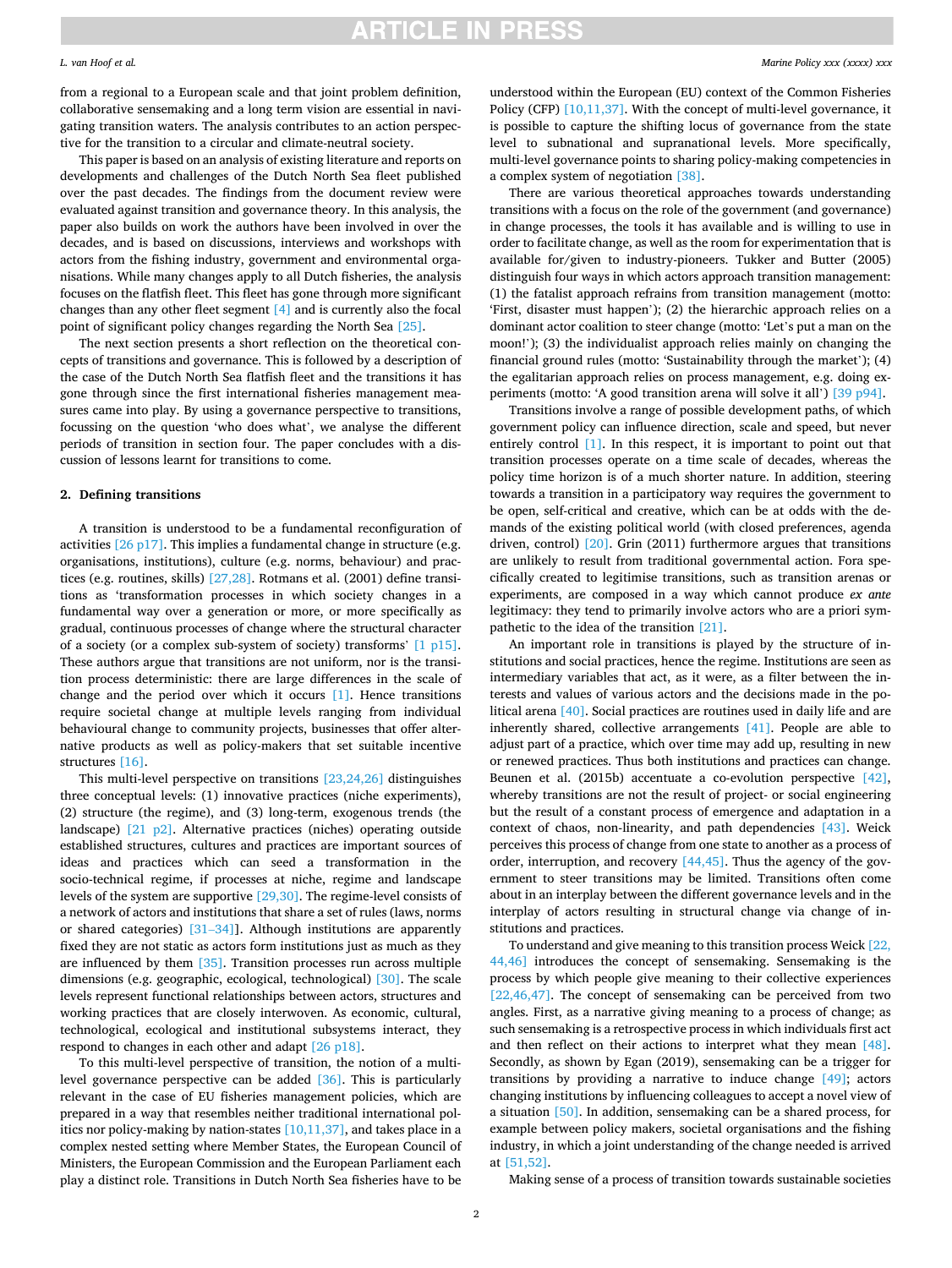from a regional to a European scale and that joint problem definition, collaborative sensemaking and a long term vision are essential in navigating transition waters. The analysis contributes to an action perspective for the transition to a circular and climate-neutral society.

This paper is based on an analysis of existing literature and reports on developments and challenges of the Dutch North Sea fleet published over the past decades. The findings from the document review were evaluated against transition and governance theory. In this analysis, the paper also builds on work the authors have been involved in over the decades, and is based on discussions, interviews and workshops with actors from the fishing industry, government and environmental organisations. While many changes apply to all Dutch fisheries, the analysis focuses on the flatfish fleet. This fleet has gone through more significant changes than any other fleet segment [4] and is currently also the focal point of significant policy changes regarding the North Sea [25].

The next section presents a short reflection on the theoretical concepts of transitions and governance. This is followed by a description of the case of the Dutch North Sea flatfish fleet and the transitions it has gone through since the first international fisheries management measures came into play. By using a governance perspective to transitions, focussing on the question 'who does what', we analyse the different periods of transition in section four. The paper concludes with a discussion of lessons learnt for transitions to come.

## 2. Defining transitions

A transition is understood to be a fundamental reconfiguration of activities [26 p17]. This implies a fundamental change in structure (e.g. organisations, institutions), culture (e.g. norms, behaviour) and practices (e.g. routines, skills) [27,28]. Rotmans et al. (2001) define transitions as 'transformation processes in which society changes in a fundamental way over a generation or more, or more specifically as gradual, continuous processes of change where the structural character of a society (or a complex sub-system of society) transforms' [1 p15]. These authors argue that transitions are not uniform, nor is the transition process deterministic: there are large differences in the scale of change and the period over which it occurs [1]. Hence transitions require societal change at multiple levels ranging from individual behavioural change to community projects, businesses that offer alternative products as well as policy-makers that set suitable incentive structures [16].

This multi-level perspective on transitions [23,24,26] distinguishes three conceptual levels: (1) innovative practices (niche experiments), (2) structure (the regime), and (3) long-term, exogenous trends (the landscape) [21 p2]. Alternative practices (niches) operating outside established structures, cultures and practices are important sources of ideas and practices which can seed a transformation in the socio-technical regime, if processes at niche, regime and landscape levels of the system are supportive [29,30]. The regime-level consists of a network of actors and institutions that share a set of rules (laws, norms or shared categories) [31–34]]. Although institutions are apparently fixed they are not static as actors form institutions just as much as they are influenced by them [35]. Transition processes run across multiple dimensions (e.g. geographic, ecological, technological) [30]. The scale levels represent functional relationships between actors, structures and working practices that are closely interwoven. As economic, cultural, technological, ecological and institutional subsystems interact, they respond to changes in each other and adapt [26 p18].

To this multi-level perspective of transition, the notion of a multi-level governance perspective can be added [36]. This is particularly relevant in the case of EU fisheries management policies, which are prepared in a way that resembles neither traditional international politics nor policy-making by nation-states [10,11,37], and takes place in a complex nested setting where Member States, the European Council of Ministers, the European Commission and the European Parliament each play a distinct role. Transitions in Dutch North Sea fisheries have to be understood within the European (EU) context of the Common Fisheries Policy (CFP) [10,11,37]. With the concept of multi-level governance, it is possible to capture the shifting locus of governance from the state level to subnational and supranational levels. More specifically, multi-level governance points to sharing policy-making competencies in a complex system of negotiation [38].

There are various theoretical approaches towards understanding transitions with a focus on the role of the government (and governance) in change processes, the tools it has available and is willing to use in order to facilitate change, as well as the room for experimentation that is available for/given to industry-pioneers. Tukker and Butter (2005) distinguish four ways in which actors approach transition management: (1) the fatalist approach refrains from transition management (motto: 'First, disaster must happen'); (2) the hierarchic approach relies on a dominant actor coalition to steer change (motto: 'Let's put a man on the moon!'); (3) the individualist approach relies mainly on changing the financial ground rules (motto: 'Sustainability through the market'); (4) the egalitarian approach relies on process management, e.g. doing experiments (motto: 'A good transition arena will solve it all') [39 p94].

Transitions involve a range of possible development paths, of which government policy can influence direction, scale and speed, but never entirely control [1]. In this respect, it is important to point out that transition processes operate on a time scale of decades, whereas the policy time horizon is of a much shorter nature. In addition, steering towards a transition in a participatory way requires the government to be open, self-critical and creative, which can be at odds with the demands of the existing political world (with closed preferences, agenda driven, control) [20]. Grin (2011) furthermore argues that transitions are unlikely to result from traditional governmental action. Fora specifically created to legitimise transitions, such as transition arenas or experiments, are composed in a way which cannot produce *ex ante* legitimacy: they tend to primarily involve actors who are a priori sympathetic to the idea of the transition [21].

An important role in transitions is played by the structure of institutions and social practices, hence the regime. Institutions are seen as intermediary variables that act, as it were, as a filter between the interests and values of various actors and the decisions made in the political arena [40]. Social practices are routines used in daily life and are inherently shared, collective arrangements [41]. People are able to adjust part of a practice, which over time may add up, resulting in new or renewed practices. Thus both institutions and practices can change. Beunen et al. (2015b) accentuate a co-evolution perspective [42], whereby transitions are not the result of project- or social engineering but the result of a constant process of emergence and adaptation in a context of chaos, non-linearity, and path dependencies [43]. Weick perceives this process of change from one state to another as a process of order, interruption, and recovery [44,45]. Thus the agency of the government to steer transitions may be limited. Transitions often come about in an interplay between the different governance levels and in the interplay of actors resulting in structural change via change of institutions and practices.

To understand and give meaning to this transition process Weick [22,44,46] introduces the concept of sensemaking. Sensemaking is the process by which people give meaning to their collective experiences [22,46,47]. The concept of sensemaking can be perceived from two angles. First, as a narrative giving meaning to a process of change; as such sensemaking is a retrospective process in which individuals first act and then reflect on their actions to interpret what they mean [48]. Secondly, as shown by Egan (2019), sensemaking can be a trigger for transitions by providing a narrative to induce change [49]; actors changing institutions by influencing colleagues to accept a novel view of a situation [50]. In addition, sensemaking can be a shared process, for example between policy makers, societal organisations and the fishing industry, in which a joint understanding of the change needed is arrived at [51,52].

Making sense of a process of transition towards sustainable societies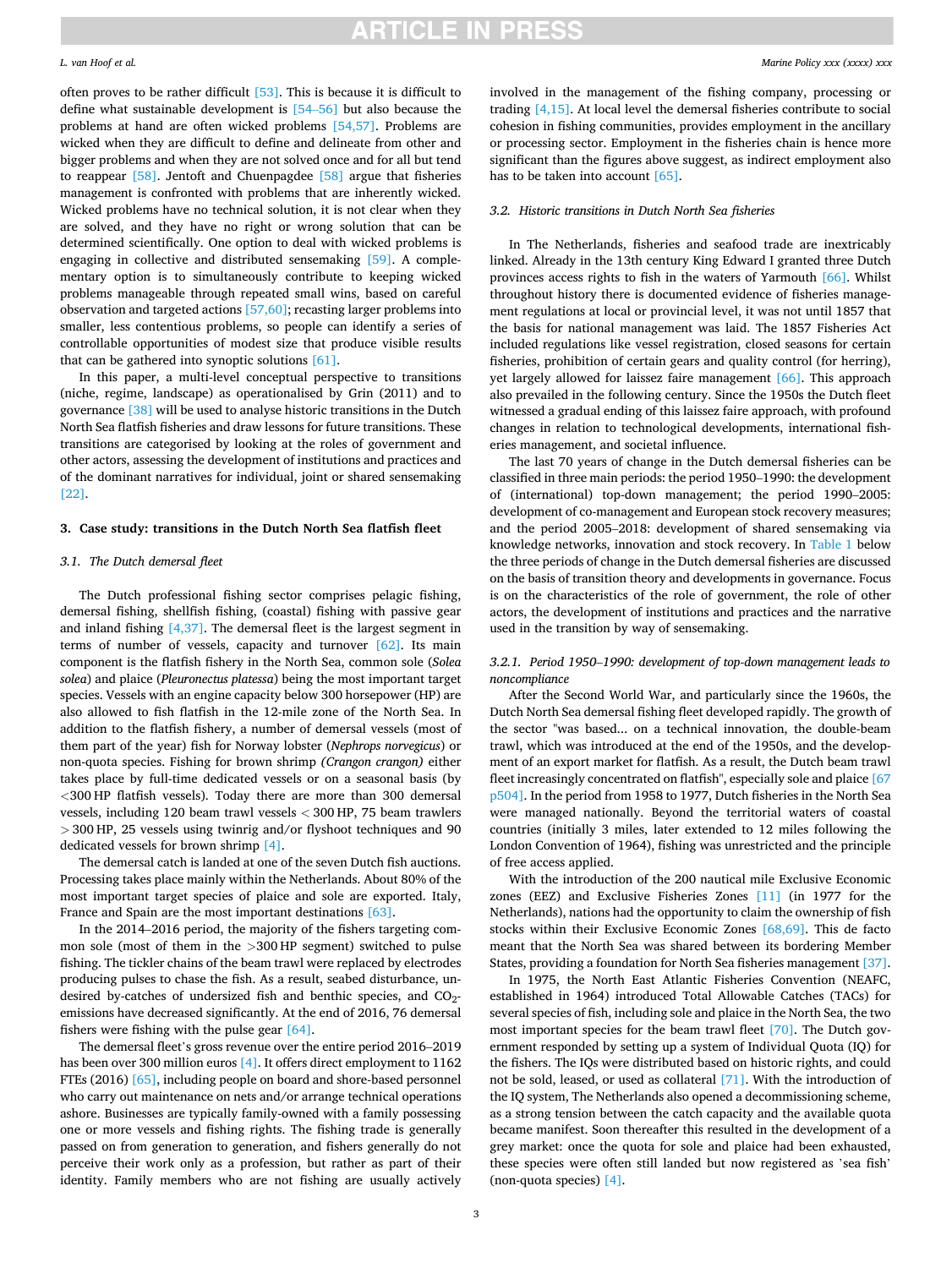often proves to be rather difficult [53]. This is because it is difficult to define what sustainable development is [54–56] but also because the problems at hand are often wicked problems [54,57]. Problems are wicked when they are difficult to define and delineate from other and bigger problems and when they are not solved once and for all but tend to reappear [58]. Jentoft and Chuenpagdee [58] argue that fisheries management is confronted with problems that are inherently wicked. Wicked problems have no technical solution, it is not clear when they are solved, and they have no right or wrong solution that can be determined scientifically. One option to deal with wicked problems is engaging in collective and distributed sensemaking [59]. A complementary option is to simultaneously contribute to keeping wicked problems manageable through repeated small wins, based on careful observation and targeted actions [57,60]; recasting larger problems into smaller, less contentious problems, so people can identify a series of controllable opportunities of modest size that produce visible results that can be gathered into synoptic solutions [61].

In this paper, a multi-level conceptual perspective to transitions (niche, regime, landscape) as operationalised by Grin (2011) and to governance [38] will be used to analyse historic transitions in the Dutch North Sea flatfish fisheries and draw lessons for future transitions. These transitions are categorised by looking at the roles of government and other actors, assessing the development of institutions and practices and of the dominant narratives for individual, joint or shared sensemaking [22].

## 3. Case study: transitions in the Dutch North Sea flatfish fleet

### 3.1. The Dutch demersal fleet

The Dutch professional fishing sector comprises pelagic fishing, demersal fishing, shellfish fishing, (coastal) fishing with passive gear and inland fishing [4,37]. The demersal fleet is the largest segment in terms of number of vessels, capacity and turnover [62]. Its main component is the flatfish fishery in the North Sea, common sole (*Solea solea*) and plaice (*Pleuronectus platessa*) being the most important target species. Vessels with an engine capacity below 300 horsepower (HP) are also allowed to fish flatfish in the 12-mile zone of the North Sea. In addition to the flatfish fishery, a number of demersal vessels (most of them part of the year) fish for Norway lobster (*Nephrops norvegicus*) or non-quota species. Fishing for brown shrimp *(Crangon crangon)* either takes place by full-time dedicated vessels or on a seasonal basis (by <300 HP flatfish vessels). Today there are more than 300 demersal vessels, including 120 beam trawl vessels < 300 HP, 75 beam trawlers > 300 HP, 25 vessels using twinrig and/or flyshoot techniques and 90 dedicated vessels for brown shrimp [4].

The demersal catch is landed at one of the seven Dutch fish auctions. Processing takes place mainly within the Netherlands. About 80% of the most important target species of plaice and sole are exported. Italy, France and Spain are the most important destinations [63].

In the 2014–2016 period, the majority of the fishers targeting common sole (most of them in the >300 HP segment) switched to pulse fishing. The tickler chains of the beam trawl were replaced by electrodes producing pulses to chase the fish. As a result, seabed disturbance, undesired by-catches of undersized fish and benthic species, and $CO_2$-emissions have decreased significantly. At the end of 2016, 76 demersal fishers were fishing with the pulse gear [64].

The demersal fleet's gross revenue over the entire period 2016–2019 has been over 300 million euros [4]. It offers direct employment to 1162 FTEs (2016) [65], including people on board and shore-based personnel who carry out maintenance on nets and/or arrange technical operations ashore. Businesses are typically family-owned with a family possessing one or more vessels and fishing rights. The fishing trade is generally passed on from generation to generation, and fishers generally do not perceive their work only as a profession, but rather as part of their identity. Family members who are not fishing are usually actively involved in the management of the fishing company, processing or trading [4,15]. At local level the demersal fisheries contribute to social cohesion in fishing communities, provides employment in the ancillary or processing sector. Employment in the fisheries chain is hence more significant than the figures above suggest, as indirect employment also has to be taken into account [65].

### 3.2. Historic transitions in Dutch North Sea fisheries

In The Netherlands, fisheries and seafood trade are inextricably linked. Already in the 13th century King Edward I granted three Dutch provinces access rights to fish in the waters of Yarmouth [66]. Whilst throughout history there is documented evidence of fisheries management regulations at local or provincial level, it was not until 1857 that the basis for national management was laid. The 1857 Fisheries Act included regulations like vessel registration, closed seasons for certain fisheries, prohibition of certain gears and quality control (for herring), yet largely allowed for laissez faire management [66]. This approach also prevailed in the following century. Since the 1950s the Dutch fleet witnessed a gradual ending of this laissez faire approach, with profound changes in relation to technological developments, international fisheries management, and societal influence.

The last 70 years of change in the Dutch demersal fisheries can be classified in three main periods: the period 1950–1990: the development of (international) top-down management; the period 1990–2005: development of co-management and European stock recovery measures; and the period 2005–2018: development of shared sensemaking via knowledge networks, innovation and stock recovery. In Table 1 below the three periods of change in the Dutch demersal fisheries are discussed on the basis of transition theory and developments in governance. Focus is on the characteristics of the role of government, the role of other actors, the development of institutions and practices and the narrative used in the transition by way of sensemaking.

#### 3.2.1. Period 1950–1990: development of top-down management leads to noncompliance

After the Second World War, and particularly since the 1960s, the Dutch North Sea demersal fishing fleet developed rapidly. The growth of the sector "was based... on a technical innovation, the double-beam trawl, which was introduced at the end of the 1950s, and the development of an export market for flatfish. As a result, the Dutch beam trawl fleet increasingly concentrated on flatfish", especially sole and plaice [67 p504]. In the period from 1958 to 1977, Dutch fisheries in the North Sea were managed nationally. Beyond the territorial waters of coastal countries (initially 3 miles, later extended to 12 miles following the London Convention of 1964), fishing was unrestricted and the principle of free access applied.

With the introduction of the 200 nautical mile Exclusive Economic zones (EEZ) and Exclusive Fisheries Zones [11] (in 1977 for the Netherlands), nations had the opportunity to claim the ownership of fish stocks within their Exclusive Economic Zones [68,69]. This de facto meant that the North Sea was shared between its bordering Member States, providing a foundation for North Sea fisheries management [37].

In 1975, the North East Atlantic Fisheries Convention (NEAFC, established in 1964) introduced Total Allowable Catches (TACs) for several species of fish, including sole and plaice in the North Sea, the two most important species for the beam trawl fleet [70]. The Dutch government responded by setting up a system of Individual Quota (IQ) for the fishers. The IQs were distributed based on historic rights, and could not be sold, leased, or used as collateral [71]. With the introduction of the IQ system, The Netherlands also opened a decommissioning scheme, as a strong tension between the catch capacity and the available quota became manifest. Soon thereafter this resulted in the development of a grey market: once the quota for sole and plaice had been exhausted, these species were often still landed but now registered as 'sea fish' (non-quota species) [4].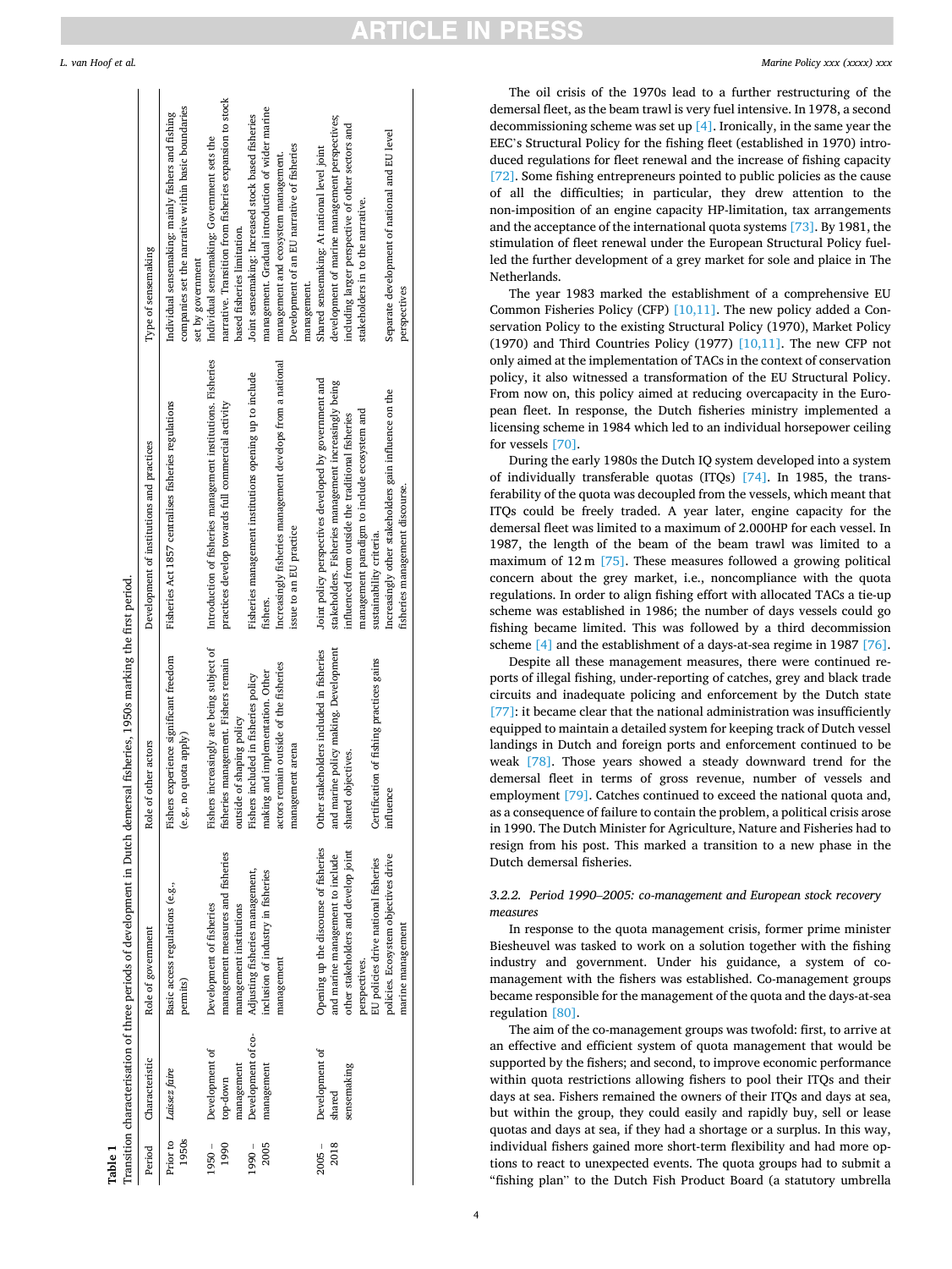**Table 1**
Transition characterisation of three periods of development in Dutch demersal fisheries, 1950s marking the first period.

| Period | Characteristic | Role of government | Role of other actors | Development of institutions and practices | Type of sensemaking |
|---|---|---|---|---|---|
| Prior to 1950s | *Laissez faire* | Basic access regulations (e.g., permits) | Fishers experience significant freedom (e.g., no quota apply) | Fisheries Act 1857 centralises fisheries regulations | Individual sensemaking: mainly fishers and fishing companies set the narrative within basic boundaries set by government |
| 1950 – 1990 | Development of top-down management | Development of fisheries management measures and fisheries management institutions | Fishers increasingly are being subject of fisheries management. Fishers remain outside of shaping policy | Introduction of fisheries management institutions. Fisheries practices develop towards full commercial activity | Individual sensemaking: Government sets the narrative. Transition from fisheries expansion to stock based fisheries limitation. |
| 1990 – 2005 | Development of co-management | Adjusting fisheries management, inclusion of industry in fisheries management | Fishers included in fisheries policy making and implementation. Other actors remain outside of the fisheries management arena | Fisheries management institutions opening up to include fishers. Increasingly fisheries management develops from a national issue to an EU practice | Joint sensemaking: Increased stock based fisheries management. Gradual introduction of wider marine management and ecosystem management. Development of an EU narrative of fisheries management. |
| 2005 – 2018 | Development of shared sensemaking | Opening up the discourse of fisheries and marine management to include other stakeholders and develop joint perspectives. EU policies drive national fisheries policies. Ecosystem objectives drive marine management | Other stakeholders included in fisheries and marine policy making. Development shared objectives. Certification of fishing practices gains influence | Joint policy perspectives developed by government and stakeholders. Fisheries management increasingly being influenced from outside the traditional fisheries management paradigm to include ecosystem and sustainability criteria. Increasingly other stakeholders gain influence on the fisheries management discourse. | Shared sensemaking: At national level joint development of marine management perspectives; including larger perspective of other sectors and stakeholders in to the narrative. Separate development of national and EU level perspectives |

The oil crisis of the 1970s lead to a further restructuring of the demersal fleet, as the beam trawl is very fuel intensive. In 1978, a second decommissioning scheme was set up [4]. Ironically, in the same year the EEC's Structural Policy for the fishing fleet (established in 1970) introduced regulations for fleet renewal and the increase of fishing capacity [72]. Some fishing entrepreneurs pointed to public policies as the cause of all the difficulties; in particular, they drew attention to the non-imposition of an engine capacity HP-limitation, tax arrangements and the acceptance of the international quota systems [73]. By 1981, the stimulation of fleet renewal under the European Structural Policy fuelled the further development of a grey market for sole and plaice in The Netherlands.

The year 1983 marked the establishment of a comprehensive EU Common Fisheries Policy (CFP) [10,11]. The new policy added a Conservation Policy to the existing Structural Policy (1970), Market Policy (1970) and Third Countries Policy (1977) [10,11]. The new CFP not only aimed at the implementation of TACs in the context of conservation policy, it also witnessed a transformation of the EU Structural Policy. From now on, this policy aimed at reducing overcapacity in the European fleet. In response, the Dutch fisheries ministry implemented a licensing scheme in 1984 which led to an individual horsepower ceiling for vessels [70].

During the early 1980s the Dutch IQ system developed into a system of individually transferable quotas (ITQs) [74]. In 1985, the transferability of the quota was decoupled from the vessels, which meant that ITQs could be freely traded. A year later, engine capacity for the demersal fleet was limited to a maximum of 2.000HP for each vessel. In 1987, the length of the beam of the beam trawl was limited to a maximum of 12 m [75]. These measures followed a growing political concern about the grey market, i.e., noncompliance with the quota regulations. In order to align fishing effort with allocated TACs a tie-up scheme was established in 1986; the number of days vessels could go fishing became limited. This was followed by a third decommission scheme [4] and the establishment of a days-at-sea regime in 1987 [76].

Despite all these management measures, there were continued reports of illegal fishing, under-reporting of catches, grey and black trade circuits and inadequate policing and enforcement by the Dutch state [77]: it became clear that the national administration was insufficiently equipped to maintain a detailed system for keeping track of Dutch vessel landings in Dutch and foreign ports and enforcement continued to be weak [78]. Those years showed a steady downward trend for the demersal fleet in terms of gross revenue, number of vessels and employment [79]. Catches continued to exceed the national quota and, as a consequence of failure to contain the problem, a political crisis arose in 1990. The Dutch Minister for Agriculture, Nature and Fisheries had to resign from his post. This marked a transition to a new phase in the Dutch demersal fisheries.

#### 3.2.2. Period 1990–2005: co-management and European stock recovery measures

In response to the quota management crisis, former prime minister Biesheuvel was tasked to work on a solution together with the fishing industry and government. Under his guidance, a system of co-management with the fishers was established. Co-management groups became responsible for the management of the quota and the days-at-sea regulation [80].

The aim of the co-management groups was twofold: first, to arrive at an effective and efficient system of quota management that would be supported by the fishers; and second, to improve economic performance within quota restrictions allowing fishers to pool their ITQs and their days at sea. Fishers remained the owners of their ITQs and days at sea, but within the group, they could easily and rapidly buy, sell or lease quotas and days at sea, if they had a shortage or a surplus. In this way, individual fishers gained more short-term flexibility and had more options to react to unexpected events. The quota groups had to submit a "fishing plan" to the Dutch Fish Product Board (a statutory umbrella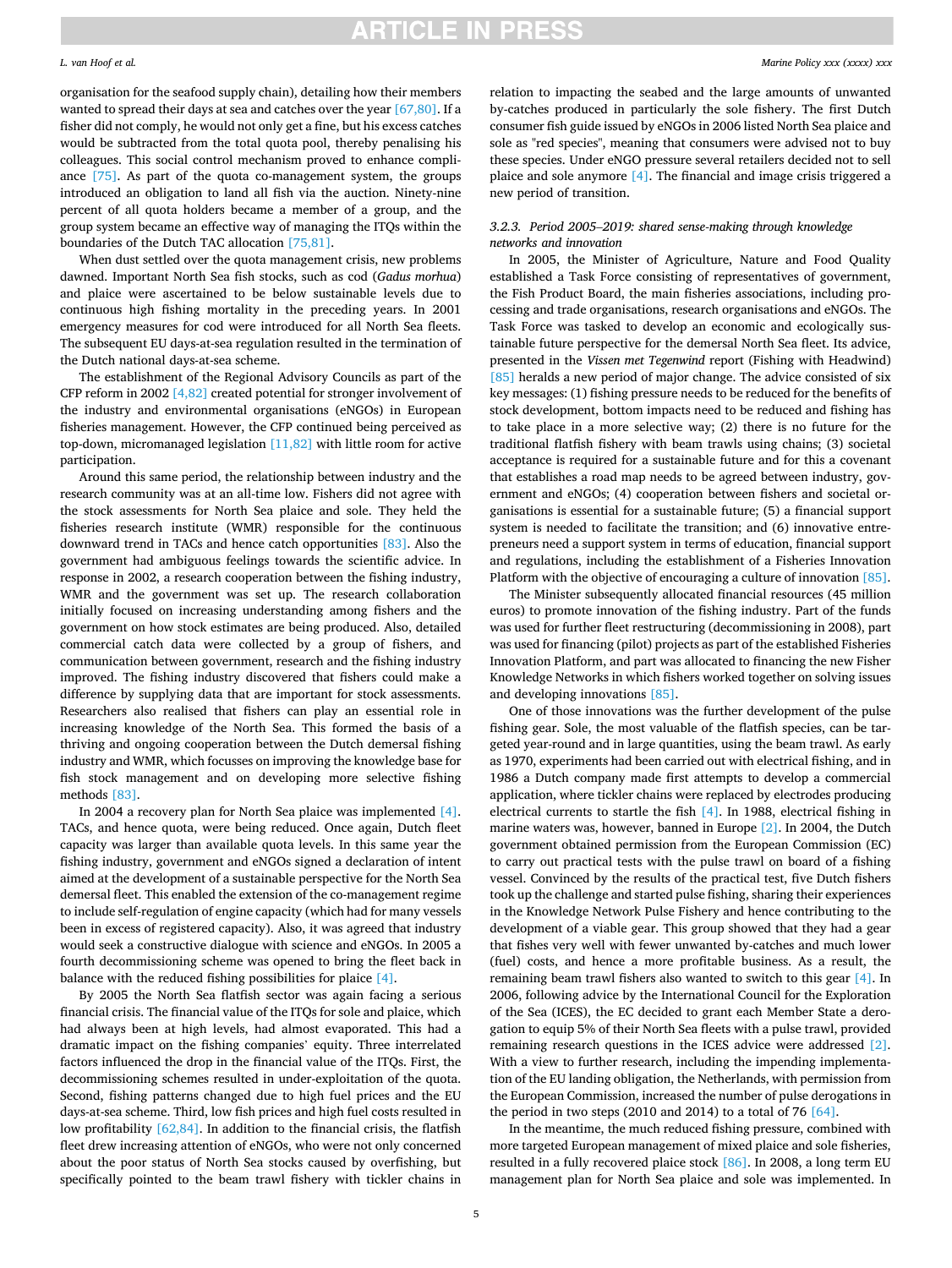organisation for the seafood supply chain), detailing how their members wanted to spread their days at sea and catches over the year [67,80]. If a fisher did not comply, he would not only get a fine, but his excess catches would be subtracted from the total quota pool, thereby penalising his colleagues. This social control mechanism proved to enhance compliance [75]. As part of the quota co-management system, the groups introduced an obligation to land all fish via the auction. Ninety-nine percent of all quota holders became a member of a group, and the group system became an effective way of managing the ITQs within the boundaries of the Dutch TAC allocation [75,81].

When dust settled over the quota management crisis, new problems dawned. Important North Sea fish stocks, such as cod (*Gadus morhua*) and plaice were ascertained to be below sustainable levels due to continuous high fishing mortality in the preceding years. In 2001 emergency measures for cod were introduced for all North Sea fleets. The subsequent EU days-at-sea regulation resulted in the termination of the Dutch national days-at-sea scheme.

The establishment of the Regional Advisory Councils as part of the CFP reform in 2002 [4,82] created potential for stronger involvement of the industry and environmental organisations (eNGOs) in European fisheries management. However, the CFP continued being perceived as top-down, micromanaged legislation [11,82] with little room for active participation.

Around this same period, the relationship between industry and the research community was at an all-time low. Fishers did not agree with the stock assessments for North Sea plaice and sole. They held the fisheries research institute (WMR) responsible for the continuous downward trend in TACs and hence catch opportunities [83]. Also the government had ambiguous feelings towards the scientific advice. In response in 2002, a research cooperation between the fishing industry, WMR and the government was set up. The research collaboration initially focused on increasing understanding among fishers and the government on how stock estimates are being produced. Also, detailed commercial catch data were collected by a group of fishers, and communication between government, research and the fishing industry improved. The fishing industry discovered that fishers could make a difference by supplying data that are important for stock assessments. Researchers also realised that fishers can play an essential role in increasing knowledge of the North Sea. This formed the basis of a thriving and ongoing cooperation between the Dutch demersal fishing industry and WMR, which focusses on improving the knowledge base for fish stock management and on developing more selective fishing methods [83].

In 2004 a recovery plan for North Sea plaice was implemented [4]. TACs, and hence quota, were being reduced. Once again, Dutch fleet capacity was larger than available quota levels. In this same year the fishing industry, government and eNGOs signed a declaration of intent aimed at the development of a sustainable perspective for the North Sea demersal fleet. This enabled the extension of the co-management regime to include self-regulation of engine capacity (which had for many vessels been in excess of registered capacity). Also, it was agreed that industry would seek a constructive dialogue with science and eNGOs. In 2005 a fourth decommissioning scheme was opened to bring the fleet back in balance with the reduced fishing possibilities for plaice [4].

By 2005 the North Sea flatfish sector was again facing a serious financial crisis. The financial value of the ITQs for sole and plaice, which had always been at high levels, had almost evaporated. This had a dramatic impact on the fishing companies' equity. Three interrelated factors influenced the drop in the financial value of the ITQs. First, the decommissioning schemes resulted in under-exploitation of the quota. Second, fishing patterns changed due to high fuel prices and the EU days-at-sea scheme. Third, low fish prices and high fuel costs resulted in low profitability [62,84]. In addition to the financial crisis, the flatfish fleet drew increasing attention of eNGOs, who were not only concerned about the poor status of North Sea stocks caused by overfishing, but specifically pointed to the beam trawl fishery with tickler chains in relation to impacting the seabed and the large amounts of unwanted by-catches produced in particularly the sole fishery. The first Dutch consumer fish guide issued by eNGOs in 2006 listed North Sea plaice and sole as "red species", meaning that consumers were advised not to buy these species. Under eNGO pressure several retailers decided not to sell plaice and sole anymore [4]. The financial and image crisis triggered a new period of transition.

#### 3.2.3. Period 2005–2019: shared sense-making through knowledge networks and innovation

In 2005, the Minister of Agriculture, Nature and Food Quality established a Task Force consisting of representatives of government, the Fish Product Board, the main fisheries associations, including processing and trade organisations, research organisations and eNGOs. The Task Force was tasked to develop an economic and ecologically sustainable future perspective for the demersal North Sea fleet. Its advice, presented in the *Vissen met Tegenwind* report (Fishing with Headwind) [85] heralds a new period of major change. The advice consisted of six key messages: (1) fishing pressure needs to be reduced for the benefits of stock development, bottom impacts need to be reduced and fishing has to take place in a more selective way; (2) there is no future for the traditional flatfish fishery with beam trawls using chains; (3) societal acceptance is required for a sustainable future and for this a covenant that establishes a road map needs to be agreed between industry, government and eNGOs; (4) cooperation between fishers and societal organisations is essential for a sustainable future; (5) a financial support system is needed to facilitate the transition; and (6) innovative entrepreneurs need a support system in terms of education, financial support and regulations, including the establishment of a Fisheries Innovation Platform with the objective of encouraging a culture of innovation [85].

The Minister subsequently allocated financial resources (45 million euros) to promote innovation of the fishing industry. Part of the funds was used for further fleet restructuring (decommissioning in 2008), part was used for financing (pilot) projects as part of the established Fisheries Innovation Platform, and part was allocated to financing the new Fisher Knowledge Networks in which fishers worked together on solving issues and developing innovations [85].

One of those innovations was the further development of the pulse fishing gear. Sole, the most valuable of the flatfish species, can be targeted year-round and in large quantities, using the beam trawl. As early as 1970, experiments had been carried out with electrical fishing, and in 1986 a Dutch company made first attempts to develop a commercial application, where tickler chains were replaced by electrodes producing electrical currents to startle the fish [4]. In 1988, electrical fishing in marine waters was, however, banned in Europe [2]. In 2004, the Dutch government obtained permission from the European Commission (EC) to carry out practical tests with the pulse trawl on board of a fishing vessel. Convinced by the results of the practical test, five Dutch fishers took up the challenge and started pulse fishing, sharing their experiences in the Knowledge Network Pulse Fishery and hence contributing to the development of a viable gear. This group showed that they had a gear that fishes very well with fewer unwanted by-catches and much lower (fuel) costs, and hence a more profitable business. As a result, the remaining beam trawl fishers also wanted to switch to this gear [4]. In 2006, following advice by the International Council for the Exploration of the Sea (ICES), the EC decided to grant each Member State a derogation to equip 5% of their North Sea fleets with a pulse trawl, provided remaining research questions in the ICES advice were addressed [2]. With a view to further research, including the impending implementation of the EU landing obligation, the Netherlands, with permission from the European Commission, increased the number of pulse derogations in the period in two steps (2010 and 2014) to a total of 76 [64].

In the meantime, the much reduced fishing pressure, combined with more targeted European management of mixed plaice and sole fisheries, resulted in a fully recovered plaice stock [86]. In 2008, a long term EU management plan for North Sea plaice and sole was implemented. In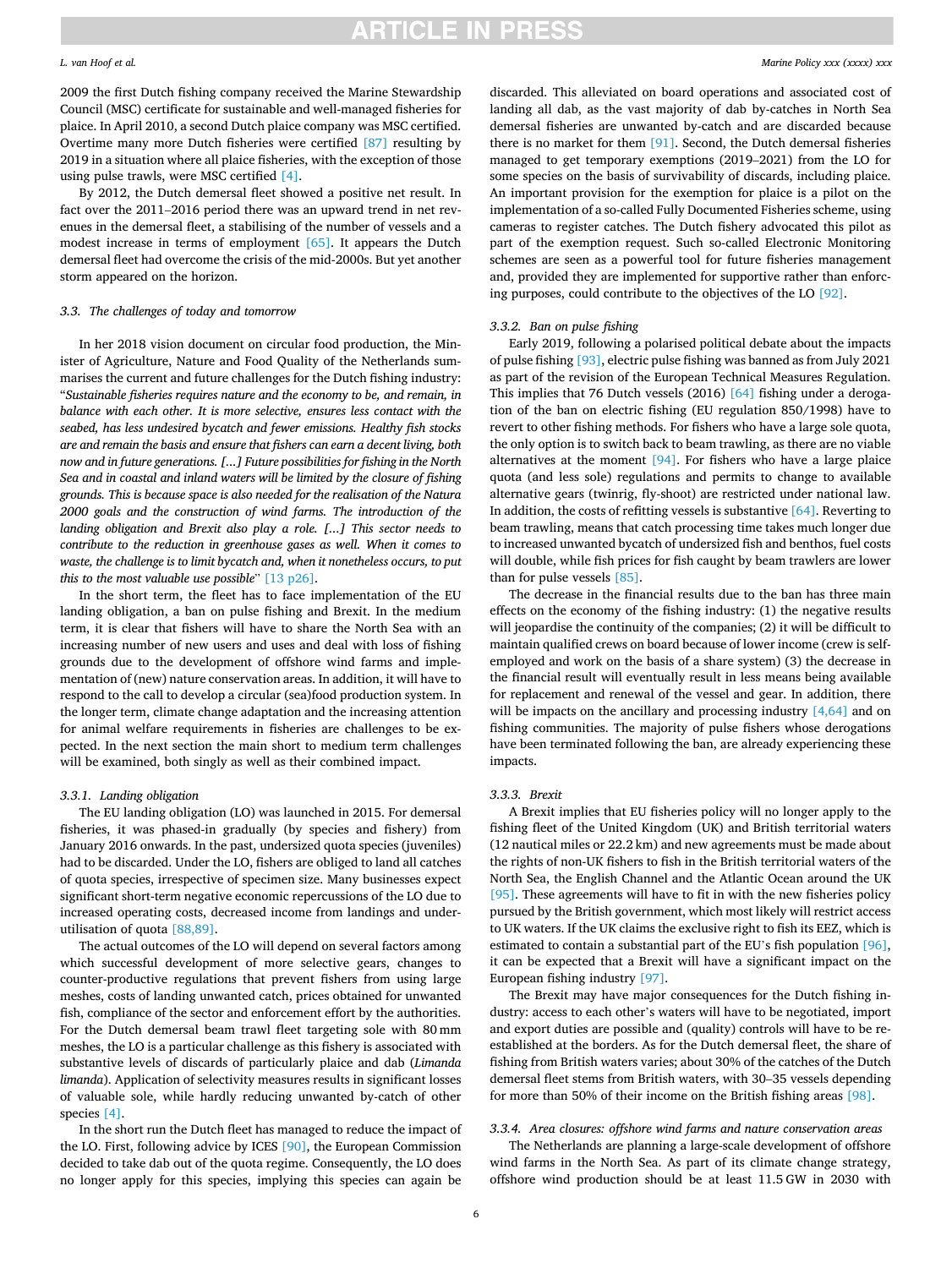2009 the first Dutch fishing company received the Marine Stewardship Council (MSC) certificate for sustainable and well-managed fisheries for plaice. In April 2010, a second Dutch plaice company was MSC certified. Overtime many more Dutch fisheries were certified [87] resulting by 2019 in a situation where all plaice fisheries, with the exception of those using pulse trawls, were MSC certified [4].

By 2012, the Dutch demersal fleet showed a positive net result. In fact over the 2011–2016 period there was an upward trend in net revenues in the demersal fleet, a stabilising of the number of vessels and a modest increase in terms of employment [65]. It appears the Dutch demersal fleet had overcome the crisis of the mid-2000s. But yet another storm appeared on the horizon.

### 3.3. The challenges of today and tomorrow

In her 2018 vision document on circular food production, the Minister of Agriculture, Nature and Food Quality of the Netherlands summarises the current and future challenges for the Dutch fishing industry: "*Sustainable fisheries requires nature and the economy to be, and remain, in balance with each other. It is more selective, ensures less contact with the seabed, has less undesired bycatch and fewer emissions. Healthy fish stocks are and remain the basis and ensure that fishers can earn a decent living, both now and in future generations. [...] Future possibilities for fishing in the North Sea and in coastal and inland waters will be limited by the closure of fishing grounds. This is because space is also needed for the realisation of the Natura 2000 goals and the construction of wind farms. The introduction of the landing obligation and Brexit also play a role. [...] This sector needs to contribute to the reduction in greenhouse gases as well. When it comes to waste, the challenge is to limit bycatch and, when it nonetheless occurs, to put this to the most valuable use possible*" [13 p26].

In the short term, the fleet has to face implementation of the EU landing obligation, a ban on pulse fishing and Brexit. In the medium term, it is clear that fishers will have to share the North Sea with an increasing number of new users and uses and deal with loss of fishing grounds due to the development of offshore wind farms and implementation of (new) nature conservation areas. In addition, it will have to respond to the call to develop a circular (sea)food production system. In the longer term, climate change adaptation and the increasing attention for animal welfare requirements in fisheries are challenges to be expected. In the next section the main short to medium term challenges will be examined, both singly as well as their combined impact.

#### 3.3.1. Landing obligation

The EU landing obligation (LO) was launched in 2015. For demersal fisheries, it was phased-in gradually (by species and fishery) from January 2016 onwards. In the past, undersized quota species (juveniles) had to be discarded. Under the LO, fishers are obliged to land all catches of quota species, irrespective of specimen size. Many businesses expect significant short-term negative economic repercussions of the LO due to increased operating costs, decreased income from landings and underutilisation of quota [88,89].

The actual outcomes of the LO will depend on several factors among which successful development of more selective gears, changes to counter-productive regulations that prevent fishers from using large meshes, costs of landing unwanted catch, prices obtained for unwanted fish, compliance of the sector and enforcement effort by the authorities. For the Dutch demersal beam trawl fleet targeting sole with 80 mm meshes, the LO is a particular challenge as this fishery is associated with substantive levels of discards of particularly plaice and dab (*Limanda limanda*). Application of selectivity measures results in significant losses of valuable sole, while hardly reducing unwanted by-catch of other species [4].

In the short run the Dutch fleet has managed to reduce the impact of the LO. First, following advice by ICES [90], the European Commission decided to take dab out of the quota regime. Consequently, the LO does no longer apply for this species, implying this species can again be discarded. This alleviated on board operations and associated cost of landing all dab, as the vast majority of dab by-catches in North Sea demersal fisheries are unwanted by-catch and are discarded because there is no market for them [91]. Second, the Dutch demersal fisheries managed to get temporary exemptions (2019–2021) from the LO for some species on the basis of survivability of discards, including plaice. An important provision for the exemption for plaice is a pilot on the implementation of a so-called Fully Documented Fisheries scheme, using cameras to register catches. The Dutch fishery advocated this pilot as part of the exemption request. Such so-called Electronic Monitoring schemes are seen as a powerful tool for future fisheries management and, provided they are implemented for supportive rather than enforcing purposes, could contribute to the objectives of the LO [92].

#### 3.3.2. Ban on pulse fishing

Early 2019, following a polarised political debate about the impacts of pulse fishing [93], electric pulse fishing was banned as from July 2021 as part of the revision of the European Technical Measures Regulation. This implies that 76 Dutch vessels (2016) [64] fishing under a derogation of the ban on electric fishing (EU regulation 850/1998) have to revert to other fishing methods. For fishers who have a large sole quota, the only option is to switch back to beam trawling, as there are no viable alternatives at the moment [94]. For fishers who have a large plaice quota (and less sole) regulations and permits to change to available alternative gears (twinrig, fly-shoot) are restricted under national law. In addition, the costs of refitting vessels is substantive [64]. Reverting to beam trawling, means that catch processing time takes much longer due to increased unwanted bycatch of undersized fish and benthos, fuel costs will double, while fish prices for fish caught by beam trawlers are lower than for pulse vessels [85].

The decrease in the financial results due to the ban has three main effects on the economy of the fishing industry: (1) the negative results will jeopardise the continuity of the companies; (2) it will be difficult to maintain qualified crews on board because of lower income (crew is self-employed and work on the basis of a share system) (3) the decrease in the financial result will eventually result in less means being available for replacement and renewal of the vessel and gear. In addition, there will be impacts on the ancillary and processing industry [4,64] and on fishing communities. The majority of pulse fishers whose derogations have been terminated following the ban, are already experiencing these impacts.

#### 3.3.3. Brexit

A Brexit implies that EU fisheries policy will no longer apply to the fishing fleet of the United Kingdom (UK) and British territorial waters (12 nautical miles or 22.2 km) and new agreements must be made about the rights of non-UK fishers to fish in the British territorial waters of the North Sea, the English Channel and the Atlantic Ocean around the UK [95]. These agreements will have to fit in with the new fisheries policy pursued by the British government, which most likely will restrict access to UK waters. If the UK claims the exclusive right to fish its EEZ, which is estimated to contain a substantial part of the EU's fish population [96], it can be expected that a Brexit will have a significant impact on the European fishing industry [97].

The Brexit may have major consequences for the Dutch fishing industry: access to each other's waters will have to be negotiated, import and export duties are possible and (quality) controls will have to be re-established at the borders. As for the Dutch demersal fleet, the share of fishing from British waters varies; about 30% of the catches of the Dutch demersal fleet stems from British waters, with 30–35 vessels depending for more than 50% of their income on the British fishing areas [98].

#### 3.3.4. Area closures: offshore wind farms and nature conservation areas

The Netherlands are planning a large-scale development of offshore wind farms in the North Sea. As part of its climate change strategy, offshore wind production should be at least 11.5 GW in 2030 with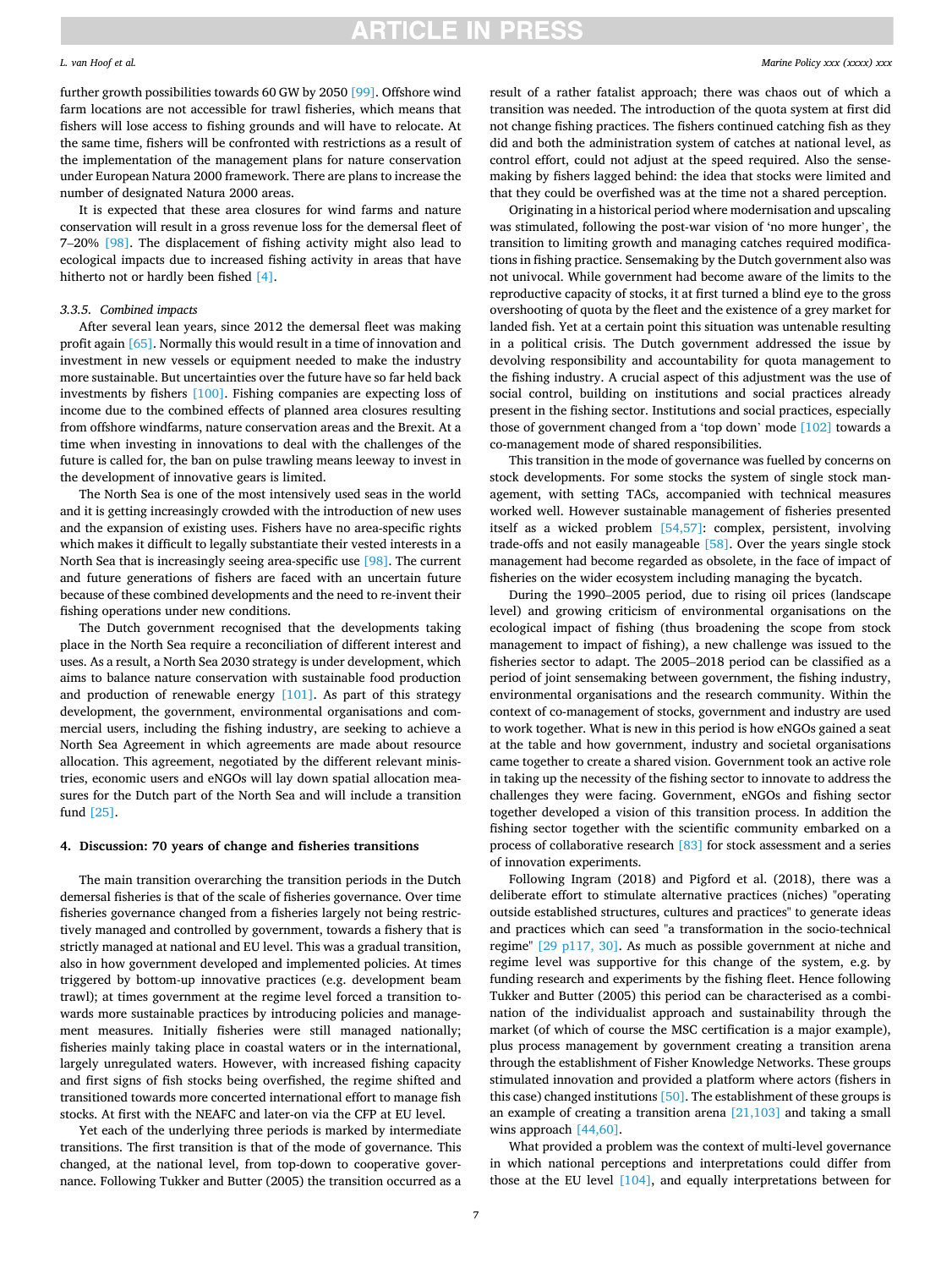further growth possibilities towards 60 GW by 2050 [99]. Offshore wind farm locations are not accessible for trawl fisheries, which means that fishers will lose access to fishing grounds and will have to relocate. At the same time, fishers will be confronted with restrictions as a result of the implementation of the management plans for nature conservation under European Natura 2000 framework. There are plans to increase the number of designated Natura 2000 areas.

It is expected that these area closures for wind farms and nature conservation will result in a gross revenue loss for the demersal fleet of 7–20% [98]. The displacement of fishing activity might also lead to ecological impacts due to increased fishing activity in areas that have hitherto not or hardly been fished [4].

### 3.3.5. Combined impacts

After several lean years, since 2012 the demersal fleet was making profit again [65]. Normally this would result in a time of innovation and investment in new vessels or equipment needed to make the industry more sustainable. But uncertainties over the future have so far held back investments by fishers [100]. Fishing companies are expecting loss of income due to the combined effects of planned area closures resulting from offshore windfarms, nature conservation areas and the Brexit. At a time when investing in innovations to deal with the challenges of the future is called for, the ban on pulse trawling means leeway to invest in the development of innovative gears is limited.

The North Sea is one of the most intensively used seas in the world and it is getting increasingly crowded with the introduction of new uses and the expansion of existing uses. Fishers have no area-specific rights which makes it difficult to legally substantiate their vested interests in a North Sea that is increasingly seeing area-specific use [98]. The current and future generations of fishers are faced with an uncertain future because of these combined developments and the need to re-invent their fishing operations under new conditions.

The Dutch government recognised that the developments taking place in the North Sea require a reconciliation of different interest and uses. As a result, a North Sea 2030 strategy is under development, which aims to balance nature conservation with sustainable food production and production of renewable energy [101]. As part of this strategy development, the government, environmental organisations and commercial users, including the fishing industry, are seeking to achieve a North Sea Agreement in which agreements are made about resource allocation. This agreement, negotiated by the different relevant ministries, economic users and eNGOs will lay down spatial allocation measures for the Dutch part of the North Sea and will include a transition fund [25].

## 4. Discussion: 70 years of change and fisheries transitions

The main transition overarching the transition periods in the Dutch demersal fisheries is that of the scale of fisheries governance. Over time fisheries governance changed from a fisheries largely not being restrictively managed and controlled by government, towards a fishery that is strictly managed at national and EU level. This was a gradual transition, also in how government developed and implemented policies. At times triggered by bottom-up innovative practices (e.g. development beam trawl); at times government at the regime level forced a transition towards more sustainable practices by introducing policies and management measures. Initially fisheries were still managed nationally; fisheries mainly taking place in coastal waters or in the international, largely unregulated waters. However, with increased fishing capacity and first signs of fish stocks being overfished, the regime shifted and transitioned towards more concerted international effort to manage fish stocks. At first with the NEAFC and later-on via the CFP at EU level.

Yet each of the underlying three periods is marked by intermediate transitions. The first transition is that of the mode of governance. This changed, at the national level, from top-down to cooperative governance. Following Tukker and Butter (2005) the transition occurred as a result of a rather fatalist approach; there was chaos out of which a transition was needed. The introduction of the quota system at first did not change fishing practices. The fishers continued catching fish as they did and both the administration system of catches at national level, as control effort, could not adjust at the speed required. Also the sensemaking by fishers lagged behind: the idea that stocks were limited and that they could be overfished was at the time not a shared perception.

Originating in a historical period where modernisation and upscaling was stimulated, following the post-war vision of 'no more hunger', the transition to limiting growth and managing catches required modifications in fishing practice. Sensemaking by the Dutch government also was not univocal. While government had become aware of the limits to the reproductive capacity of stocks, it at first turned a blind eye to the gross overshooting of quota by the fleet and the existence of a grey market for landed fish. Yet at a certain point this situation was untenable resulting in a political crisis. The Dutch government addressed the issue by devolving responsibility and accountability for quota management to the fishing industry. A crucial aspect of this adjustment was the use of social control, building on institutions and social practices already present in the fishing sector. Institutions and social practices, especially those of government changed from a 'top down' mode [102] towards a co-management mode of shared responsibilities.

This transition in the mode of governance was fuelled by concerns on stock developments. For some stocks the system of single stock management, with setting TACs, accompanied with technical measures worked well. However sustainable management of fisheries presented itself as a wicked problem [54,57]: complex, persistent, involving trade-offs and not easily manageable [58]. Over the years single stock management had become regarded as obsolete, in the face of impact of fisheries on the wider ecosystem including managing the bycatch.

During the 1990–2005 period, due to rising oil prices (landscape level) and growing criticism of environmental organisations on the ecological impact of fishing (thus broadening the scope from stock management to impact of fishing), a new challenge was issued to the fisheries sector to adapt. The 2005–2018 period can be classified as a period of joint sensemaking between government, the fishing industry, environmental organisations and the research community. Within the context of co-management of stocks, government and industry are used to work together. What is new in this period is how eNGOs gained a seat at the table and how government, industry and societal organisations came together to create a shared vision. Government took an active role in taking up the necessity of the fishing sector to innovate to address the challenges they were facing. Government, eNGOs and fishing sector together developed a vision of this transition process. In addition the fishing sector together with the scientific community embarked on a process of collaborative research [83] for stock assessment and a series of innovation experiments.

Following Ingram (2018) and Pigford et al. (2018), there was a deliberate effort to stimulate alternative practices (niches) "operating outside established structures, cultures and practices" to generate ideas and practices which can seed "a transformation in the socio-technical regime" [29 p117, 30]. As much as possible government at niche and regime level was supportive for this change of the system, e.g. by funding research and experiments by the fishing fleet. Hence following Tukker and Butter (2005) this period can be characterised as a combination of the individualist approach and sustainability through the market (of which of course the MSC certification is a major example), plus process management by government creating a transition arena through the establishment of Fisher Knowledge Networks. These groups stimulated innovation and provided a platform where actors (fishers in this case) changed institutions [50]. The establishment of these groups is an example of creating a transition arena [21,103] and taking a small wins approach [44,60].

What provided a problem was the context of multi-level governance in which national perceptions and interpretations could differ from those at the EU level [104], and equally interpretations between for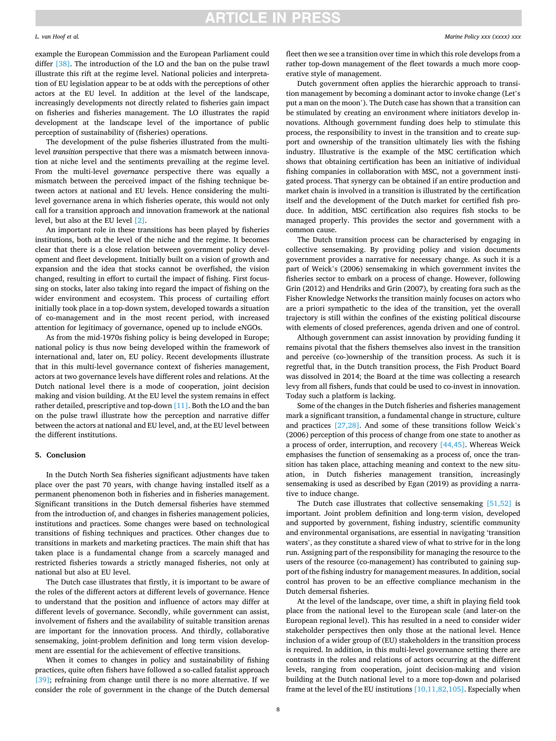example the European Commission and the European Parliament could differ [38]. The introduction of the LO and the ban on the pulse trawl illustrate this rift at the regime level. National policies and interpretation of EU legislation appear to be at odds with the perceptions of other actors at the EU level. In addition at the level of the landscape, increasingly developments not directly related to fisheries gain impact on fisheries and fisheries management. The LO illustrates the rapid development at the landscape level of the importance of public perception of sustainability of (fisheries) operations.

The development of the pulse fisheries illustrated from the multi-level *transition* perspective that there was a mismatch between innovation at niche level and the sentiments prevailing at the regime level. From the multi-level *governance* perspective there was equally a mismatch between the perceived impact of the fishing technique between actors at national and EU levels. Hence considering the multi-level governance arena in which fisheries operate, this would not only call for a transition approach and innovation framework at the national level, but also at the EU level [2].

An important role in these transitions has been played by fisheries institutions, both at the level of the niche and the regime. It becomes clear that there is a close relation between government policy development and fleet development. Initially built on a vision of growth and expansion and the idea that stocks cannot be overfished, the vision changed, resulting in effort to curtail the impact of fishing. First focussing on stocks, later also taking into regard the impact of fishing on the wider environment and ecosystem. This process of curtailing effort initially took place in a top-down system, developed towards a situation of co-management and in the most recent period, with increased attention for legitimacy of governance, opened up to include eNGOs.

As from the mid-1970s fishing policy is being developed in Europe; national policy is thus now being developed within the framework of international and, later on, EU policy. Recent developments illustrate that in this multi-level governance context of fisheries management, actors at two governance levels have different roles and relations. At the Dutch national level there is a mode of cooperation, joint decision making and vision building. At the EU level the system remains in effect rather detailed, prescriptive and top-down [11]. Both the LO and the ban on the pulse trawl illustrate how the perception and narrative differ between the actors at national and EU level, and, at the EU level between the different institutions.

## 5. Conclusion

In the Dutch North Sea fisheries significant adjustments have taken place over the past 70 years, with change having installed itself as a permanent phenomenon both in fisheries and in fisheries management. Significant transitions in the Dutch demersal fisheries have stemmed from the introduction of, and changes in fisheries management policies, institutions and practices. Some changes were based on technological transitions of fishing techniques and practices. Other changes due to transitions in markets and marketing practices. The main shift that has taken place is a fundamental change from a scarcely managed and restricted fisheries towards a strictly managed fisheries, not only at national but also at EU level.

The Dutch case illustrates that firstly, it is important to be aware of the roles of the different actors at different levels of governance. Hence to understand that the position and influence of actors may differ at different levels of governance. Secondly, while government can assist, involvement of fishers and the availability of suitable transition arenas are important for the innovation process. And thirdly, collaborative sensemaking, joint-problem definition and long term vision development are essential for the achievement of effective transitions.

When it comes to changes in policy and sustainability of fishing practices, quite often fishers have followed a so-called fatalist approach [39]; refraining from change until there is no more alternative. If we consider the role of government in the change of the Dutch demersal fleet then we see a transition over time in which this role develops from a rather top-down management of the fleet towards a much more cooperative style of management.

Dutch government often applies the hierarchic approach to transition management by becoming a dominant actor to invoke change (Let's put a man on the moon'). The Dutch case has shown that a transition can be stimulated by creating an environment where initiators develop innovations. Although government funding does help to stimulate this process, the responsibility to invest in the transition and to create support and ownership of the transition ultimately lies with the fishing industry. Illustrative is the example of the MSC certification which shows that obtaining certification has been an initiative of individual fishing companies in collaboration with MSC, not a government instigated process. That synergy can be obtained if an entire production and market chain is involved in a transition is illustrated by the certification itself and the development of the Dutch market for certified fish produce. In addition, MSC certification also requires fish stocks to be managed properly. This provides the sector and government with a common cause.

The Dutch transition process can be characterised by engaging in collective sensemaking. By providing policy and vision documents government provides a narrative for necessary change. As such it is a part of Weick's (2006) sensemaking in which government invites the fisheries sector to embark on a process of change. However, following Grin (2012) and Hendriks and Grin (2007), by creating fora such as the Fisher Knowledge Networks the transition mainly focuses on actors who are a priori sympathetic to the idea of the transition, yet the overall trajectory is still within the confines of the existing political discourse with elements of closed preferences, agenda driven and one of control.

Although government can assist innovation by providing funding it remains pivotal that the fishers themselves also invest in the transition and perceive (co-)ownership of the transition process. As such it is regretful that, in the Dutch transition process, the Fish Product Board was dissolved in 2014; the Board at the time was collecting a research levy from all fishers, funds that could be used to co-invest in innovation. Today such a platform is lacking.

Some of the changes in the Dutch fisheries and fisheries management mark a significant transition, a fundamental change in structure, culture and practices [27,28]. And some of these transitions follow Weick's (2006) perception of this process of change from one state to another as a process of order, interruption, and recovery [44,45]. Whereas Weick emphasises the function of sensemaking as a process of, once the transition has taken place, attaching meaning and context to the new situation, in Dutch fisheries management transition, increasingly sensemaking is used as described by Egan (2019) as providing a narrative to induce change.

The Dutch case illustrates that collective sensemaking [51,52] is important. Joint problem definition and long-term vision, developed and supported by government, fishing industry, scientific community and environmental organisations, are essential in navigating 'transition waters', as they constitute a shared view of what to strive for in the long run. Assigning part of the responsibility for managing the resource to the users of the resource (co-management) has contributed to gaining support of the fishing industry for management measures. In addition, social control has proven to be an effective compliance mechanism in the Dutch demersal fisheries.

At the level of the landscape, over time, a shift in playing field took place from the national level to the European scale (and later-on the European regional level). This has resulted in a need to consider wider stakeholder perspectives then only those at the national level. Hence inclusion of a wider group of (EU) stakeholders in the transition process is required. In addition, in this multi-level governance setting there are contrasts in the roles and relations of actors occurring at the different levels, ranging from cooperation, joint decision-making and vision building at the Dutch national level to a more top-down and polarised frame at the level of the EU institutions [10,11,82,105]. Especially when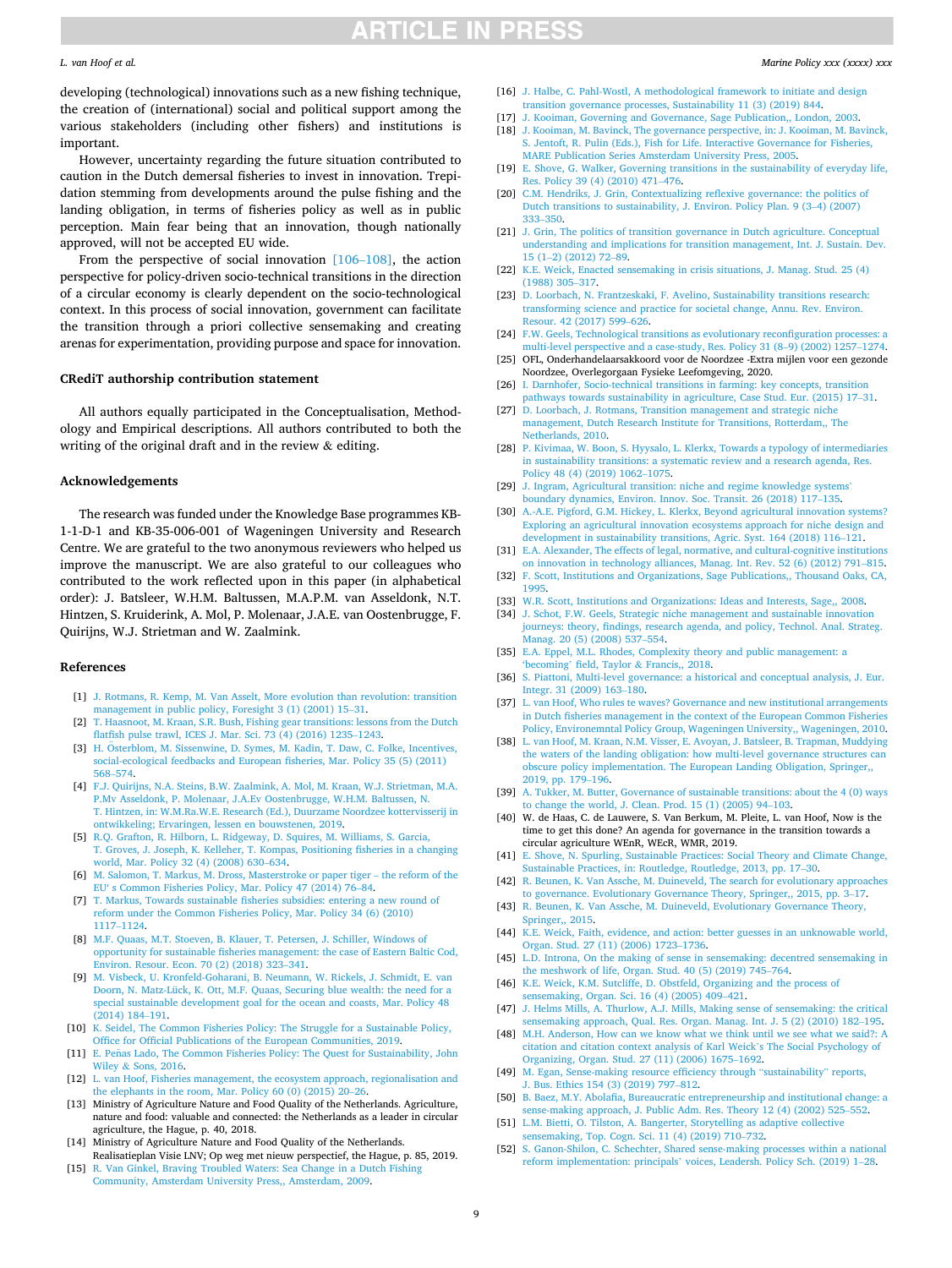developing (technological) innovations such as a new fishing technique, the creation of (international) social and political support among the various stakeholders (including other fishers) and institutions is important.

However, uncertainty regarding the future situation contributed to caution in the Dutch demersal fisheries to invest in innovation. Trepidation stemming from developments around the pulse fishing and the landing obligation, in terms of fisheries policy as well as in public perception. Main fear being that an innovation, though nationally approved, will not be accepted EU wide.

From the perspective of social innovation [106–108], the action perspective for policy-driven socio-technical transitions in the direction of a circular economy is clearly dependent on the socio-technological context. In this process of social innovation, government can facilitate the transition through a priori collective sensemaking and creating arenas for experimentation, providing purpose and space for innovation.

## CRediT authorship contribution statement

All authors equally participated in the Conceptualisation, Methodology and Empirical descriptions. All authors contributed to both the writing of the original draft and in the review & editing.

## Acknowledgements

The research was funded under the Knowledge Base programmes KB-1-1-D-1 and KB-35-006-001 of Wageningen University and Research Centre. We are grateful to the two anonymous reviewers who helped us improve the manuscript. We are also grateful to our colleagues who contributed to the work reflected upon in this paper (in alphabetical order): J. Batsleer, W.H.M. Baltussen, M.A.P.M. van Asseldonk, N.T. Hintzen, S. Kruiderink, A. Mol, P. Molenaar, J.A.E. van Oostenbrugge, F. Quirijns, W.J. Strietman and W. Zaalmink.

## References

[1] J. Rotmans, R. Kemp, M. Van Asselt, More evolution than revolution: transition management in public policy, Foresight 3 (1) (2001) 15–31.
[2] T. Haasnoot, M. Kraan, S.R. Bush, Fishing gear transitions: lessons from the Dutch flatfish pulse trawl, ICES J. Mar. Sci. 73 (4) (2016) 1235–1243.
[3] H. Österblom, M. Sissenwine, D. Symes, M. Kadin, T. Daw, C. Folke, Incentives, social-ecological feedbacks and European fisheries, Mar. Policy 35 (5) (2011) 568–574.
[4] F.J. Quirijns, N.A. Steins, B.W. Zaalmink, A. Mol, M. Kraan, W.J. Strietman, M.A. P.Mv Asseldonk, P. Molenaar, J.A.Ev Oostenbrugge, W.H.M. Baltussen, N. T. Hintzen, in: W.M.Ra.W.E. Research (Ed.), Duurzame Noordzee kottervisserij in ontwikkeling; Ervaringen, lessen en bouwstenen, 2019.
[5] R.Q. Grafton, R. Hilborn, L. Ridgeway, D. Squires, M. Williams, S. Garcia, T. Groves, J. Joseph, K. Kelleher, T. Kompas, Positioning fisheries in a changing world, Mar. Policy 32 (4) (2008) 630–634.
[6] M. Salomon, T. Markus, M. Dross, Masterstroke or paper tiger – the reform of the EU' s Common Fisheries Policy, Mar. Policy 47 (2014) 76–84.
[7] T. Markus, Towards sustainable fisheries subsidies: entering a new round of reform under the Common Fisheries Policy, Mar. Policy 34 (6) (2010) 1117–1124.
[8] M.F. Quaas, M.T. Stoeven, B. Klauer, T. Petersen, J. Schiller, Windows of opportunity for sustainable fisheries management: the case of Eastern Baltic Cod, Environ. Resour. Econ. 70 (2) (2018) 323–341.
[9] M. Visbeck, U. Kronfeld-Goharani, B. Neumann, W. Rickels, J. Schmidt, E. van Doorn, N. Matz-Lück, K. Ott, M.F. Quaas, Securing blue wealth: the need for a special sustainable development goal for the ocean and coasts, Mar. Policy 48 (2014) 184–191.
[10] K. Seidel, The Common Fisheries Policy: The Struggle for a Sustainable Policy, Office for Official Publications of the European Communities, 2019.
[11] E. Peñas Lado, The Common Fisheries Policy: The Quest for Sustainability, John Wiley & Sons, 2016.
[12] L. van Hoof, Fisheries management, the ecosystem approach, regionalisation and the elephants in the room, Mar. Policy 60 (0) (2015) 20–26.
[13] Ministry of Agriculture Nature and Food Quality of the Netherlands. Agriculture, nature and food: valuable and connected: the Netherlands as a leader in circular agriculture, the Hague, p. 40, 2018.
[14] Ministry of Agriculture Nature and Food Quality of the Netherlands. Realisatieplan Visie LNV; Op weg met nieuw perspectief, the Hague, p. 85, 2019.
[15] R. Van Ginkel, Braving Troubled Waters: Sea Change in a Dutch Fishing Community, Amsterdam University Press,, Amsterdam, 2009.
[16] J. Halbe, C. Pahl-Wostl, A methodological framework to initiate and design transition governance processes, Sustainability 11 (3) (2019) 844.
[17] J. Kooiman, Governing and Governance, Sage Publication,, London, 2003.
[18] J. Kooiman, M. Bavinck, The governance perspective, in: J. Kooiman, M. Bavinck, S. Jentoft, R. Pulin (Eds.), Fish for Life. Interactive Governance for Fisheries, MARE Publication Series Amsterdam University Press, 2005.
[19] E. Shove, G. Walker, Governing transitions in the sustainability of everyday life, Res. Policy 39 (4) (2010) 471–476.
[20] C.M. Hendriks, J. Grin, Contextualizing reflexive governance: the politics of Dutch transitions to sustainability, J. Environ. Policy Plan. 9 (3–4) (2007) 333–350.
[21] J. Grin, The politics of transition governance in Dutch agriculture. Conceptual understanding and implications for transition management, Int. J. Sustain. Dev. 15 (1–2) (2012) 72–89.
[22] K.E. Weick, Enacted sensemaking in crisis situations, J. Manag. Stud. 25 (4) (1988) 305–317.
[23] D. Loorbach, N. Frantzeskaki, F. Avelino, Sustainability transitions research: transforming science and practice for societal change, Annu. Rev. Environ. Resour. 42 (2017) 599–626.
[24] F.W. Geels, Technological transitions as evolutionary reconfiguration processes: a multi-level perspective and a case-study, Res. Policy 31 (8–9) (2002) 1257–1274.
[25] OFL, Onderhandelaarsakkoord voor de Noordzee -Extra mijlen voor een gezonde Noordzee, Overlegorgaan Fysieke Leefomgeving, 2020.
[26] I. Darnhofer, Socio-technical transitions in farming: key concepts, transition pathways towards sustainability in agriculture, Case Stud. Eur. (2015) 17–31.
[27] D. Loorbach, J. Rotmans, Transition management and strategic niche management, Dutch Research Institute for Transitions, Rotterdam,, The Netherlands, 2010.
[28] P. Kivimaa, W. Boon, S. Hyysalo, L. Klerkx, Towards a typology of intermediaries in sustainability transitions: a systematic review and a research agenda, Res. Policy 48 (4) (2019) 1062–1075.
[29] J. Ingram, Agricultural transition: niche and regime knowledge systems' boundary dynamics, Environ. Innov. Soc. Transit. 26 (2018) 117–135.
[30] A.-A.E. Pigford, G.M. Hickey, L. Klerkx, Beyond agricultural innovation systems? Exploring an agricultural innovation ecosystems approach for niche design and development in sustainability transitions, Agric. Syst. 164 (2018) 116–121.
[31] E.A. Alexander, The effects of legal, normative, and cultural-cognitive institutions on innovation in technology alliances, Manag. Int. Rev. 52 (6) (2012) 791–815.
[32] F. Scott, Institutions and Organizations, Sage Publications,, Thousand Oaks, CA, 1995.
[33] W.R. Scott, Institutions and Organizations: Ideas and Interests, Sage,, 2008.
[34] J. Schot, F.W. Geels, Strategic niche management and sustainable innovation journeys: theory, findings, research agenda, and policy, Technol. Anal. Strateg. Manag. 20 (5) (2008) 537–554.
[35] E.A. Eppel, M.L. Rhodes, Complexity theory and public management: a 'becoming' field, Taylor & Francis,, 2018.
[36] S. Piattoni, Multi-level governance: a historical and conceptual analysis, J. Eur. Integr. 31 (2009) 163–180.
[37] L. van Hoof, Who rules te waves? Governance and new institutional arrangements in Dutch fisheries management in the context of the European Common Fisheries Policy, Environemntal Policy Group, Wageningen University,, Wageningen, 2010.
[38] L. van Hoof, M. Kraan, N.M. Visser, E. Avoyan, J. Batsleer, B. Trapman, Muddying the waters of the landing obligation: how multi-level governance structures can obscure policy implementation. The European Landing Obligation, Springer,, 2019, pp. 179–196.
[39] A. Tukker, M. Butter, Governance of sustainable transitions: about the 4 (0) ways to change the world, J. Clean. Prod. 15 (1) (2005) 94–103.
[40] W. de Haas, C. de Lauwere, S. Van Berkum, M. Pleite, L. van Hoof, Now is the time to get this done? An agenda for governance in the transition towards a circular agriculture WEnR, WEcR, WMR, 2019.
[41] E. Shove, N. Spurling, Sustainable Practices: Social Theory and Climate Change, Sustainable Practices, in: Routledge, Routledge, 2013, pp. 17–30.
[42] R. Beunen, K. Van Assche, M. Duineveld, The search for evolutionary approaches to governance. Evolutionary Governance Theory, Springer,, 2015, pp. 3–17.
[43] R. Beunen, K. Van Assche, M. Duineveld, Evolutionary Governance Theory, Springer,, 2015.
[44] K.E. Weick, Faith, evidence, and action: better guesses in an unknowable world, Organ. Stud. 27 (11) (2006) 1723–1736.
[45] L.D. Introna, On the making of sense in sensemaking: decentred sensemaking in the meshwork of life, Organ. Stud. 40 (5) (2019) 745–764.
[46] K.E. Weick, K.M. Sutcliffe, D. Obstfeld, Organizing and the process of sensemaking, Organ. Sci. 16 (4) (2005) 409–421.
[47] J. Helms Mills, A. Thurlow, A.J. Mills, Making sense of sensemaking: the critical sensemaking approach, Qual. Res. Organ. Manag. Int. J. 5 (2) (2010) 182–195.
[48] M.H. Anderson, How can we know what we think until we see what we said?: A citation and citation context analysis of Karl Weick's The Social Psychology of Organizing, Organ. Stud. 27 (11) (2006) 1675–1692.
[49] M. Egan, Sense-making resource efficiency through "sustainability" reports, J. Bus. Ethics 154 (3) (2019) 797–812.
[50] B. Baez, M.Y. Abolafia, Bureaucratic entrepreneurship and institutional change: a sense-making approach, J. Public Adm. Res. Theory 12 (4) (2002) 525–552.
[51] L.M. Bietti, O. Tilston, A. Bangerter, Storytelling as adaptive collective sensemaking, Top. Cogn. Sci. 11 (4) (2019) 710–732.
[52] S. Ganon-Shilon, C. Schechter, Shared sense-making processes within a national reform implementation: principals' voices, Leadersh. Policy Sch. (2019) 1–28.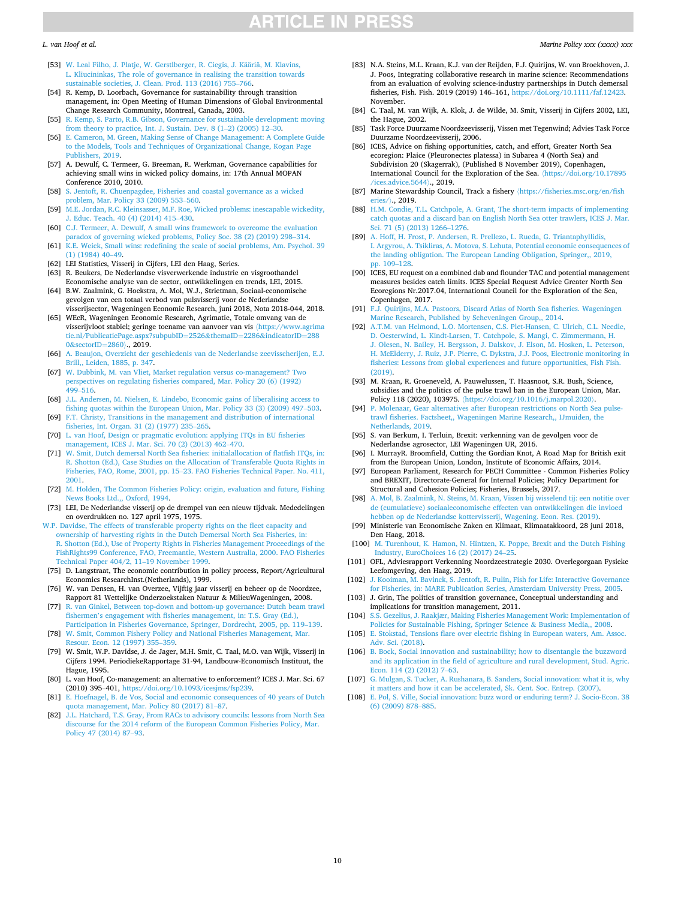[53] W. Leal Filho, J. Platje, W. Gerstlberger, R. Ciegis, J. Kääriä, M. Klavins, L. Kliucininkas, The role of governance in realising the transition towards sustainable societies, J. Clean. Prod. 113 (2016) 755–766.

[54] R. Kemp, D. Loorbach, Governance for sustainability through transition management, in: Open Meeting of Human Dimensions of Global Environmental Change Research Community, Montreal, Canada, 2003.

[55] R. Kemp, S. Parto, R.B. Gibson, Governance for sustainable development: moving from theory to practice, Int. J. Sustain. Dev. 8 (1–2) (2005) 12–30.

[56] E. Cameron, M. Green, Making Sense of Change Management: A Complete Guide to the Models, Tools and Techniques of Organizational Change, Kogan Page Publishers, 2019.

[57] A. Dewulf, C. Termeer, G. Breeman, R. Werkman, Governance capabilities for achieving small wins in wicked policy domains, in: 17th Annual MOPAN Conference 2010, 2010.

[58] S. Jentoft, R. Chuenpagdee, Fisheries and coastal governance as a wicked problem, Mar. Policy 33 (2009) 553–560.

[59] M.E. Jordan, R.C. Kleinsasser, M.F. Roe, Wicked problems: inescapable wickedity, J. Educ. Teach. 40 (4) (2014) 415–430.

[60] C.J. Termeer, A. Dewulf, A small wins framework to overcome the evaluation paradox of governing wicked problems, Policy Soc. 38 (2) (2019) 298–314.

[61] K.E. Weick, Small wins: redefining the scale of social problems, Am. Psychol. 39 (1) (1984) 40–49.

[62] LEI Statistics, Visserij in Cijfers, LEI den Haag, Series.

[63] R. Beukers, De Nederlandse visverwerkende industrie en visgroothandel Economische analyse van de sector, ontwikkelingen en trends, LEI, 2015.

[64] B.W. Zaalmink, G. Hoekstra, A. Mol, W.J., Strietman, Sociaal-economische gevolgen van een totaal verbod van pulsvisserij voor de Nederlandse visserijsector, Wageningen Economic Research, juni 2018, Nota 2018-044, 2018.

[65] WEcR, Wageningen Economic Research, Agrimatie, Totale omvang van de visserijvloot stabiel; geringe toename van aanvoer van vis 〈https://www.agrimatie.nl/PublicatiePage.aspx?subpubID=2526&themaID=2286&indicatorID=2880&sectorID=2860〉., 2019.

[66] A. Beaujon, Overzicht der geschiedenis van de Nederlandse zeevisscherijen, E.J. Brill,, Leiden, 1885, p. 347.

[67] W. Dubbink, M. van Vliet, Market regulation versus co-management? Two perspectives on regulating fisheries compared, Mar. Policy 20 (6) (1992) 499–516.

[68] J.L. Andersen, M. Nielsen, E. Lindebo, Economic gains of liberalising access to fishing quotas within the European Union, Mar. Policy 33 (3) (2009) 497–503.

[69] F.T. Christy, Transitions in the management and distribution of international fisheries, Int. Organ. 31 (2) (1977) 235–265.

[70] L. van Hoof, Design or pragmatic evolution: applying ITQs in EU fisheries management, ICES J. Mar. Sci. 70 (2) (2013) 462–470.

[71] W. Smit, Dutch demersal North Sea fisheries: initialallocation of flatfish ITQs, in: R. Shotton (Ed.), Case Studies on the Allocation of Transferable Quota Rights in Fisheries, FAO, Rome, 2001, pp. 15–23. FAO Fisheries Technical Paper. No. 411, 2001.

[72] M. Holden, The Common Fisheries Policy: origin, evaluation and future, Fishing News Books Ltd.,, Oxford, 1994.

[73] LEI, De Nederlandse visserij op de drempel van een nieuw tijdvak. Mededelingen en overdrukken no. 127 april 1975, 1975.

W.P. Davidse, The effects of transferable property rights on the fleet capacity and ownership of harvesting rights in the Dutch Demersal North Sea Fisheries, in: R. Shotton (Ed.), Use of Property Rights in Fisheries Management Proceedings of the FishRights99 Conference, FAO, Freemantle, Western Australia, 2000. FAO Fisheries Technical Paper 404/2, 11–19 November 1999.

[75] D. Langstraat, The economic contribution in policy process, Report/Agricultural Economics ResearchInst.(Netherlands), 1999.

[76] W. van Densen, H. van Overzee, Vijftig jaar visserij en beheer op de Noordzee, Rapport 81 Wettelijke Onderzoekstaken Natuur & MilieuWageningen, 2008.

[77] R. van Ginkel, Between top-down and bottom-up governance: Dutch beam trawl fishermen's engagement with fisheries management, in: T.S. Gray (Ed.), Participation in Fisheries Governance, Springer, Dordrecht, 2005, pp. 119–139.

[78] W. Smit, Common Fishery Policy and National Fisheries Management, Mar. Resour. Econ. 12 (1997) 355–359.

[79] W. Smit, W.P. Davidse, J. de Jager, M.H. Smit, C. Taal, M.O. van Wijk, Visserij in Cijfers 1994. PeriodiekeRapportage 31-94, Landbouw-Economisch Instituut, the Hague, 1995.

[80] L. van Hoof, Co-management: an alternative to enforcement? ICES J. Mar. Sci. 67 (2010) 395–401, https://doi.org/10.1093/icesjms/fsp239.

[81] E. Hoefnagel, B. de Vos, Social and economic consequences of 40 years of Dutch quota management, Mar. Policy 80 (2017) 81–87.

[82] J.L. Hatchard, T.S. Gray, From RACs to advisory councils: lessons from North Sea discourse for the 2014 reform of the European Common Fisheries Policy, Mar. Policy 47 (2014) 87–93.

[83] N.A. Steins, M.L. Kraan, K.J. van der Reijden, F.J. Quirijns, W. van Broekhoven, J. J. Poos, Integrating collaborative research in marine science: Recommendations from an evaluation of evolving science-industry partnerships in Dutch demersal fisheries, Fish. Fish. 2019 (2019) 146–161, https://doi.org/10.1111/faf.12423. November.

[84] C. Taal, M. van Wijk, A. Klok, J. de Wilde, M. Smit, Visserij in Cijfers 2002, LEI, the Hague, 2002.

[85] Task Force Duurzame Noordzeevisserij, Vissen met Tegenwind; Advies Task Force Duurzame Noordzeevisserij, 2006.

[86] ICES, Advice on fishing opportunities, catch, and effort, Greater North Sea ecoregion: Plaice (Pleuronectes platessa) in Subarea 4 (North Sea) and Subdivision 20 (Skagerrak), (Published 8 November 2019), Copenhagen, International Council for the Exploration of the Sea. 〈https://doi.org/10.17895/ices.advice.5644〉., 2019.

[87] Marine Stewardship Council, Track a fishery 〈https://fisheries.msc.org/en/fisheries/〉., 2019.

[88] H.M. Condie, T.L. Catchpole, A. Grant, The short-term impacts of implementing catch quotas and a discard ban on English North Sea otter trawlers, ICES J. Mar. Sci. 71 (5) (2013) 1266–1276.

[89] A. Hoff, H. Frost, P. Andersen, R. Prellezo, L. Rueda, G. Triantaphyllidis, I. Argyrou, A. Tsikliras, A. Motova, S. Lehuta, Potential economic consequences of the landing obligation. The European Landing Obligation, Springer,, 2019, pp. 109–128.

[90] ICES, EU request on a combined dab and flounder TAC and potential management measures besides catch limits. ICES Special Request Advice Greater North Sea Ecoregions Nr.2017.04, International Council for the Exploration of the Sea, Copenhagen, 2017.

[91] F.J. Quirijns, M.A. Pastoors, Discard Atlas of North Sea fisheries. Wageningen Marine Research, Published by Scheveningen Group,, 2014.

[92] A.T.M. van Helmond, L.O. Mortensen, C.S. Plet-Hansen, C. Ulrich, C.L. Needle, D. Oesterwind, L. Kindt-Larsen, T. Catchpole, S. Mangi, C. Zimmermann, H. J. Olesen, N. Bailey, H. Bergsson, J. Dalskov, J. Elson, M. Hosken, L. Peterson, H. McElderry, J. Ruiz, J.P. Pierre, C. Dykstra, J.J. Poos, Electronic monitoring in fisheries: Lessons from global experiences and future opportunities, Fish Fish. (2019).

[93] M. Kraan, R. Groeneveld, A. Pauwelussen, T. Haasnoot, S.R. Bush, Science, subsidies and the politics of the pulse trawl ban in the European Union, Mar. Policy 118 (2020), 103975. 〈https://doi.org/10.1016/j.marpol.2020〉.

[94] P. Molenaar, Gear alternatives after European restrictions on North Sea pulse-trawl fisheries. Factsheet,, Wageningen Marine Research,, IJmuiden, the Netherlands, 2019.

[95] S. van Berkum, I. Terluin, Brexit: verkenning van de gevolgen voor de Nederlandse agrosector, LEI Wageningen UR, 2016.

[96] I. MurrayR. Broomfield, Cutting the Gordian Knot, A Road Map for British exit from the European Union, London, Institute of Economic Affairs, 2014.

[97] European Parliament, Research for PECH Committee - Common Fisheries Policy and BREXIT, Directorate-General for Internal Policies; Policy Department for Structural and Cohesion Policies; Fisheries, Brussels, 2017.

[98] A. Mol, B. Zaalmink, N. Steins, M. Kraan, Vissen bij wisselend tij: een notitie over de (cumulatieve) sociaaleconomische effecten van ontwikkelingen die invloed hebben op de Nederlandse kottervisserij, Wageng. Econ. Res. (2019).

[99] Ministerie van Economische Zaken en Klimaat, Klimaatakkoord, 28 juni 2018, Den Haag, 2018.

[100] M. Turenhout, K. Hamon, N. Hintzen, K. Poppe, Brexit and the Dutch Fishing Industry, EuroChoices 16 (2) (2017) 24–25.

[101] OFL, Adviesrapport Verkenning Noordzeestrategie 2030. Overlegorgaan Fysieke Leefomgeving, den Haag, 2019.

[102] J. Kooiman, M. Bavinck, S. Jentoft, R. Pulin, Fish for Life: Interactive Governance for Fisheries, in: MARE Publication Series, Amsterdam University Press, 2005.

[103] J. Grin, The politics of transition governance, Conceptual understanding and implications for transition management, 2011.

[104] S.S. Gezelius, J. Raakjær, Making Fisheries Management Work: Implementation of Policies for Sustainable Fishing, Springer Science & Business Media,, 2008.

[105] E. Stokstad, Tensions flare over electric fishing in European waters, Am. Assoc. Adv. Sci. (2018).

[106] B. Bock, Social innovation and sustainability; how to disentangle the buzzword and its application in the field of agriculture and rural development, Stud. Agric. Econ. 114 (2) (2012) 7–63.

[107] G. Mulgan, S. Tucker, A. Rushanara, B. Sanders, Social innovation: what it is, why it matters and how it can be accelerated, Sk. Cent. Soc. Entrep. (2007).

[108] E. Pol, S. Ville, Social innovation: buzz word or enduring term? J. Socio-Econ. 38 (6) (2009) 878–885.